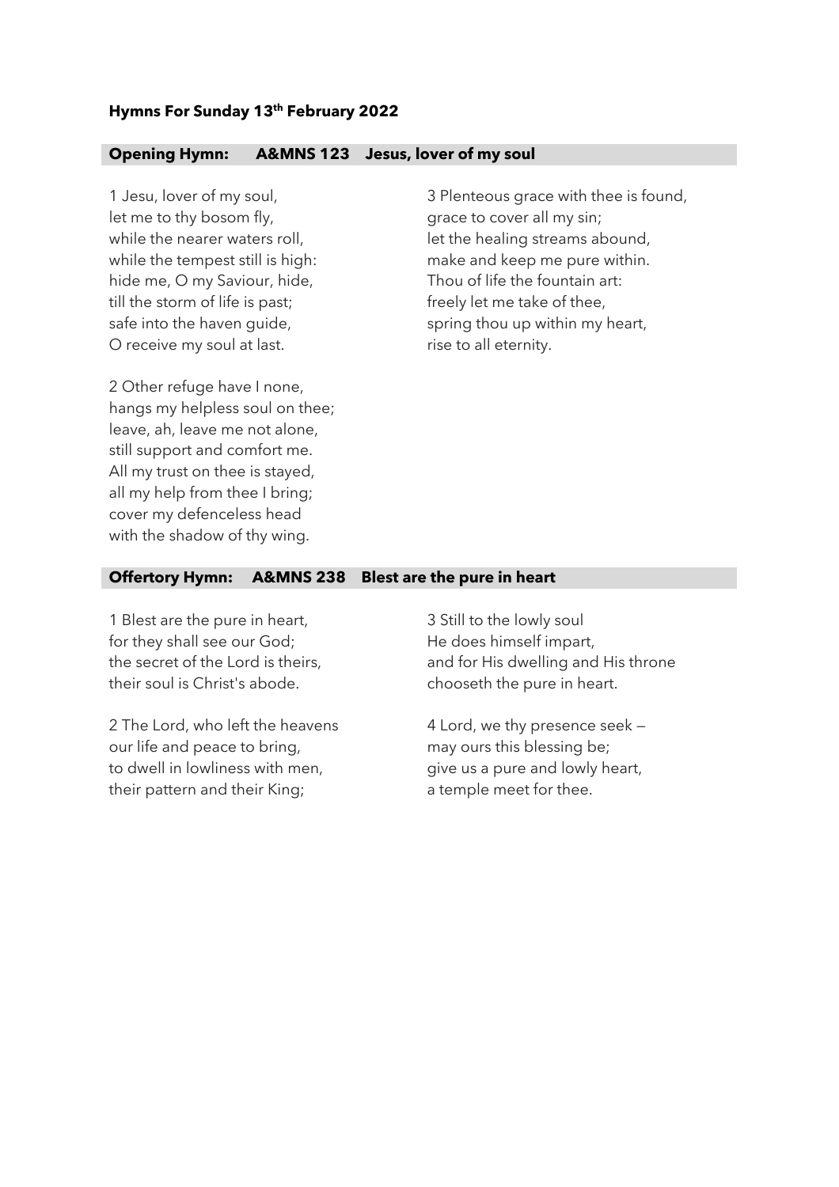**Hymns For Sunday 13th February 2022**

**Opening Hymn: A&MNS 123 Jesus, lover of my soul**

1 Jesu, lover of my soul,
let me to thy bosom fly,
while the nearer waters roll,
while the tempest still is high:
hide me, O my Saviour, hide,
till the storm of life is past;
safe into the haven guide,
O receive my soul at last.

2 Other refuge have I none,
hangs my helpless soul on thee;
leave, ah, leave me not alone,
still support and comfort me.
All my trust on thee is stayed,
all my help from thee I bring;
cover my defenceless head
with the shadow of thy wing.

3 Plenteous grace with thee is found,
grace to cover all my sin;
let the healing streams abound,
make and keep me pure within.
Thou of life the fountain art:
freely let me take of thee,
spring thou up within my heart,
rise to all eternity.

**Offertory Hymn: A&MNS 238 Blest are the pure in heart**

1 Blest are the pure in heart,
for they shall see our God;
the secret of the Lord is theirs,
their soul is Christ's abode.

2 The Lord, who left the heavens
our life and peace to bring,
to dwell in lowliness with men,
their pattern and their King;

3 Still to the lowly soul
He does himself impart,
and for His dwelling and His throne
chooseth the pure in heart.

4 Lord, we thy presence seek —
may ours this blessing be;
give us a pure and lowly heart,
a temple meet for thee.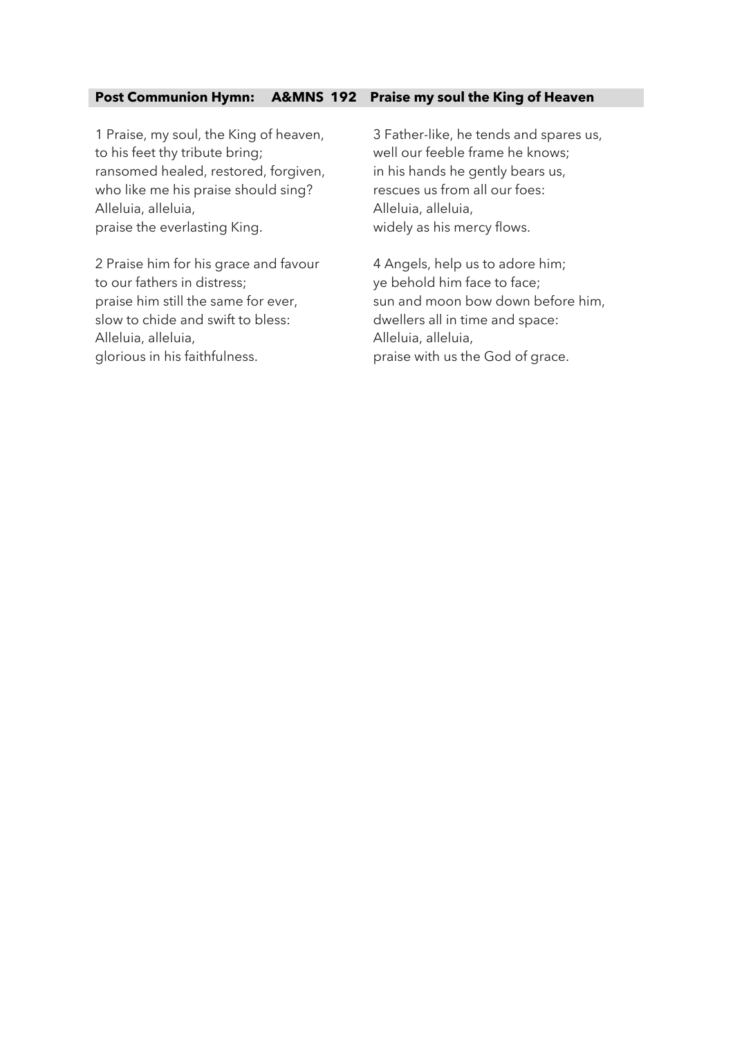**Post Communion Hymn: A&MNS 192 Praise my soul the King of Heaven**

1 Praise, my soul, the King of heaven,
to his feet thy tribute bring;
ransomed healed, restored, forgiven,
who like me his praise should sing?
Alleluia, alleluia,
praise the everlasting King.

2 Praise him for his grace and favour
to our fathers in distress;
praise him still the same for ever,
slow to chide and swift to bless:
Alleluia, alleluia,
glorious in his faithfulness.

3 Father-like, he tends and spares us,
well our feeble frame he knows;
in his hands he gently bears us,
rescues us from all our foes:
Alleluia, alleluia,
widely as his mercy flows.

4 Angels, help us to adore him;
ye behold him face to face;
sun and moon bow down before him,
dwellers all in time and space:
Alleluia, alleluia,
praise with us the God of grace.